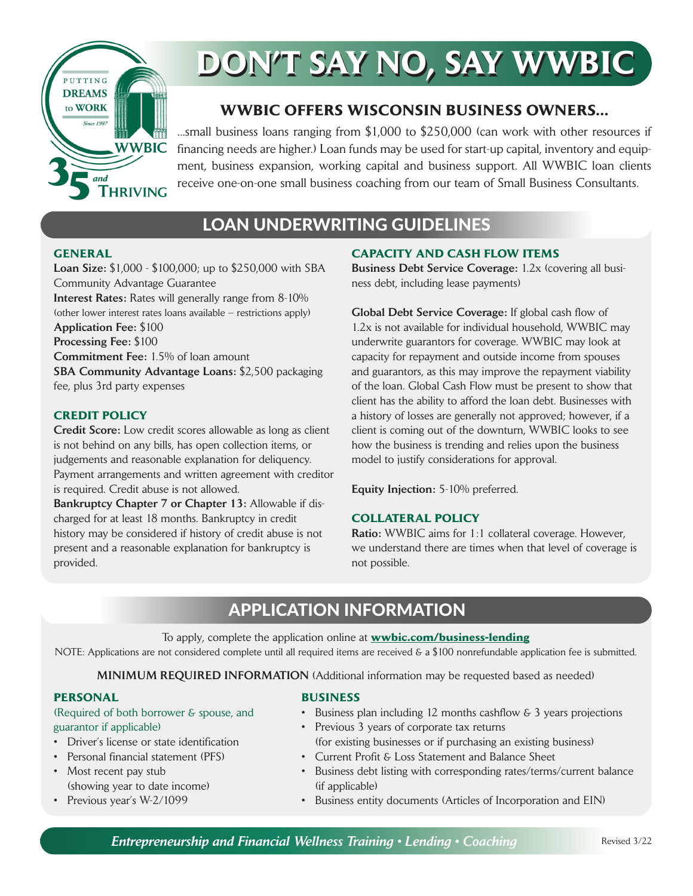# DON'T SAY NO, SAY WWBIC

## WWBIC OFFERS WISCONSIN BUSINESS OWNERS...

...small business loans ranging from $1,000 to $250,000 (can work with other resources if financing needs are higher.) Loan funds may be used for start-up capital, inventory and equipment, business expansion, working capital and business support. All WWBIC loan clients receive one-on-one small business coaching from our team of Small Business Consultants.

## LOAN UNDERWRITING GUIDELINES

### GENERAL

**Loan Size:** $1,000 - $100,000; up to $250,000 with SBA Community Advantage Guarantee
**Interest Rates:** Rates will generally range from 8-10% (other lower interest rates loans available – restrictions apply)
**Application Fee:** $100
**Processing Fee:** $100
**Commitment Fee:** 1.5% of loan amount
**SBA Community Advantage Loans:** $2,500 packaging fee, plus 3rd party expenses

### CREDIT POLICY

**Credit Score:** Low credit scores allowable as long as client is not behind on any bills, has open collection items, or judgements and reasonable explanation for deliquency. Payment arrangements and written agreement with creditor is required. Credit abuse is not allowed.
**Bankruptcy Chapter 7 or Chapter 13:** Allowable if discharged for at least 18 months. Bankruptcy in credit history may be considered if history of credit abuse is not present and a reasonable explanation for bankruptcy is provided.

### CAPACITY AND CASH FLOW ITEMS

**Business Debt Service Coverage:** 1.2x (covering all business debt, including lease payments)

**Global Debt Service Coverage:** If global cash flow of 1.2x is not available for individual household, WWBIC may underwrite guarantors for coverage. WWBIC may look at capacity for repayment and outside income from spouses and guarantors, as this may improve the repayment viability of the loan. Global Cash Flow must be present to show that client has the ability to afford the loan debt. Businesses with a history of losses are generally not approved; however, if a client is coming out of the downturn, WWBIC looks to see how the business is trending and relies upon the business model to justify considerations for approval.

**Equity Injection:** 5-10% preferred.

### COLLATERAL POLICY

**Ratio:** WWBIC aims for 1:1 collateral coverage. However, we understand there are times when that level of coverage is not possible.

## APPLICATION INFORMATION

To apply, complete the application online at **wwbic.com/business-lending**

NOTE: Applications are not considered complete until all required items are received & a $100 nonrefundable application fee is submitted.

**MINIMUM REQUIRED INFORMATION** (Additional information may be requested based as needed)

### PERSONAL

(Required of both borrower & spouse, and guarantor if applicable)

- Driver's license or state identification
- Personal financial statement (PFS)
- Most recent pay stub (showing year to date income)
- Previous year's W-2/1099

### BUSINESS

- Business plan including 12 months cashflow & 3 years projections
- Previous 3 years of corporate tax returns (for existing businesses or if purchasing an existing business)
- Current Profit & Loss Statement and Balance Sheet
- Business debt listing with corresponding rates/terms/current balance (if applicable)
- Business entity documents (Articles of Incorporation and EIN)

*Entrepreneurship and Financial Wellness Training • Lending • Coaching*

Revised 3/22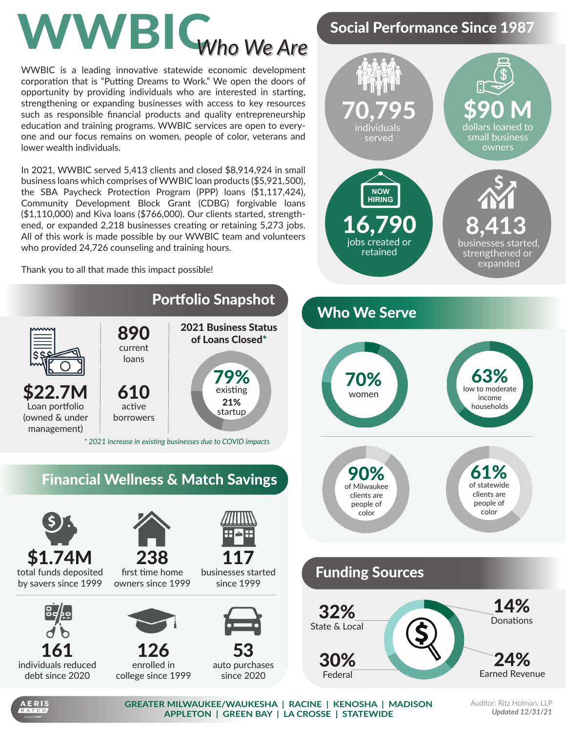# WWBIC *Who We Are*

WWBIC is a leading innovative statewide economic development corporation that is "Putting Dreams to Work." We open the doors of opportunity by providing individuals who are interested in starting, strengthening or expanding businesses with access to key resources such as responsible financial products and quality entrepreneurship education and training programs. WWBIC services are open to everyone and our focus remains on women, people of color, veterans and lower wealth individuals.

In 2021, WWBIC served 5,413 clients and closed $8,914,924 in small business loans which comprises of WWBIC loan products ($5,921,500), the SBA Paycheck Protection Program (PPP) loans ($1,117,424), Community Development Block Grant (CDBG) forgivable loans ($1,110,000) and Kiva loans ($766,000). Our clients started, strengthened, or expanded 2,218 businesses creating or retaining 5,273 jobs. All of this work is made possible by our WWBIC team and volunteers who provided 24,726 counseling and training hours.

Thank you to all that made this impact possible!

## Social Performance Since 1987

**70,795** individuals served

**$90 M** dollars loaned to small business owners

NOW HIRING

**16,790** jobs created or retained

**8,413** businesses started, strengthened or expanded

## Portfolio Snapshot

**$22.7M** Loan portfolio (owned & under management)

**890** current loans

**610** active borrowers

**2021 Business Status of Loans Closed***

79% existing

21% startup

*\* 2021 increase in existing businesses due to COVID impacts*

## Who We Serve

**70%** women

**63%** low to moderate income households

**90%** of Milwaukee clients are people of color

**61%** of statewide clients are people of color

## Financial Wellness & Match Savings

**$1.74M** total funds deposited by savers since 1999

**238** first time home owners since 1999

**117** businesses started since 1999

**161** individuals reduced debt since 2020

**126** enrolled in college since 1999

**53** auto purchases since 2020

## Funding Sources

32% State & Local

30% Federal

14% Donations

24% Earned Revenue

AERIS RATED

**GREATER MILWAUKEE/WAUKESHA | RACINE | KENOSHA | MADISON**
**APPLETON | GREEN BAY | LA CROSSE | STATEWIDE**

Auditor: Ritz Holman, LLP
*Updated 12/31/21*